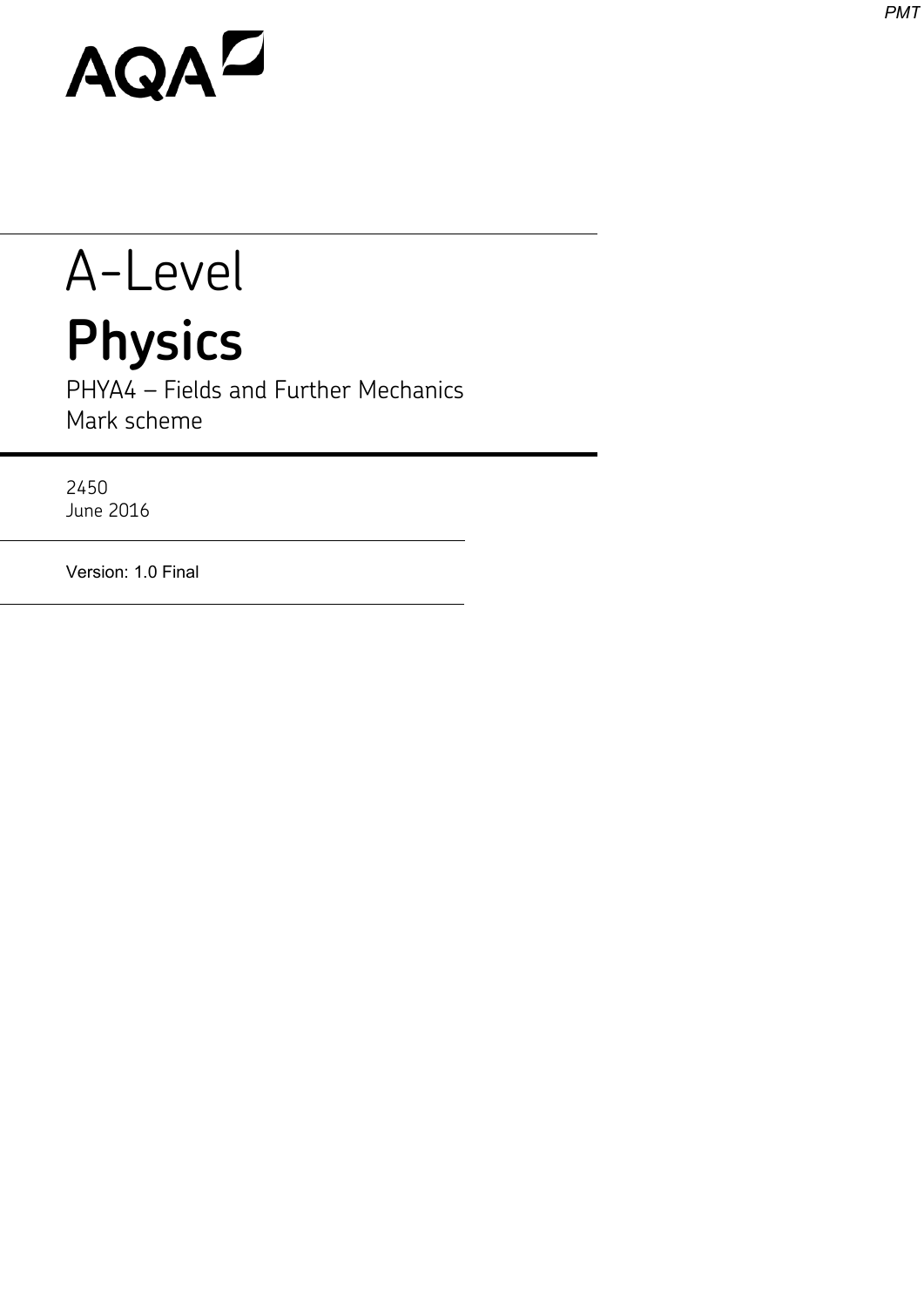AQA

# A-Level

# Physics

PHYA4 – Fields and Further Mechanics
Mark scheme

2450
June 2016

Version: 1.0 Final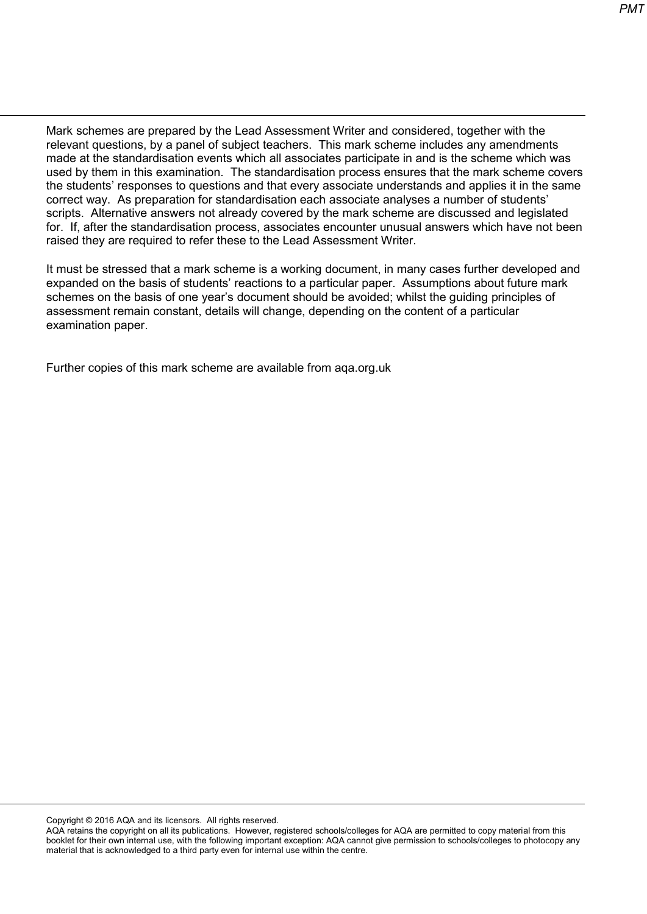Mark schemes are prepared by the Lead Assessment Writer and considered, together with the relevant questions, by a panel of subject teachers. This mark scheme includes any amendments made at the standardisation events which all associates participate in and is the scheme which was used by them in this examination. The standardisation process ensures that the mark scheme covers the students' responses to questions and that every associate understands and applies it in the same correct way. As preparation for standardisation each associate analyses a number of students' scripts. Alternative answers not already covered by the mark scheme are discussed and legislated for. If, after the standardisation process, associates encounter unusual answers which have not been raised they are required to refer these to the Lead Assessment Writer.

It must be stressed that a mark scheme is a working document, in many cases further developed and expanded on the basis of students' reactions to a particular paper. Assumptions about future mark schemes on the basis of one year's document should be avoided; whilst the guiding principles of assessment remain constant, details will change, depending on the content of a particular examination paper.

Further copies of this mark scheme are available from aqa.org.uk

Copyright © 2016 AQA and its licensors. All rights reserved.
AQA retains the copyright on all its publications. However, registered schools/colleges for AQA are permitted to copy material from this booklet for their own internal use, with the following important exception: AQA cannot give permission to schools/colleges to photocopy any material that is acknowledged to a third party even for internal use within the centre.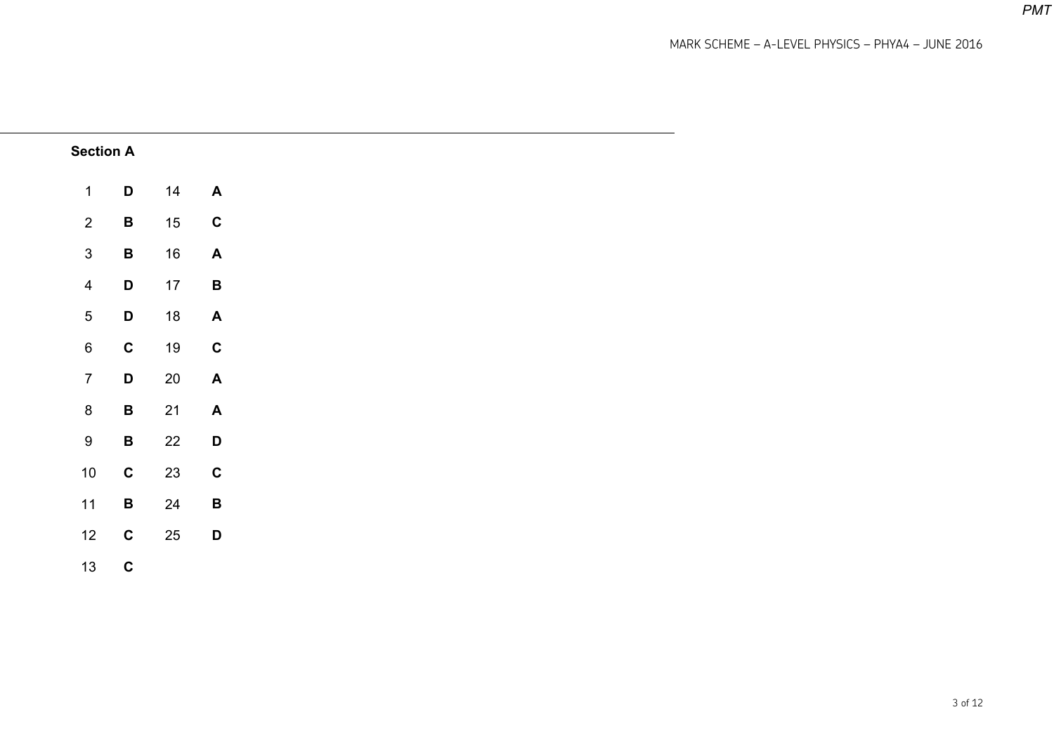## Section A

| | | | |
|---|---|---|---|
| 1 | **D** | 14 | **A** |
| 2 | **B** | 15 | **C** |
| 3 | **B** | 16 | **A** |
| 4 | **D** | 17 | **B** |
| 5 | **D** | 18 | **A** |
| 6 | **C** | 19 | **C** |
| 7 | **D** | 20 | **A** |
| 8 | **B** | 21 | **A** |
| 9 | **B** | 22 | **D** |
| 10 | **C** | 23 | **C** |
| 11 | **B** | 24 | **B** |
| 12 | **C** | 25 | **D** |
| 13 | **C** | | |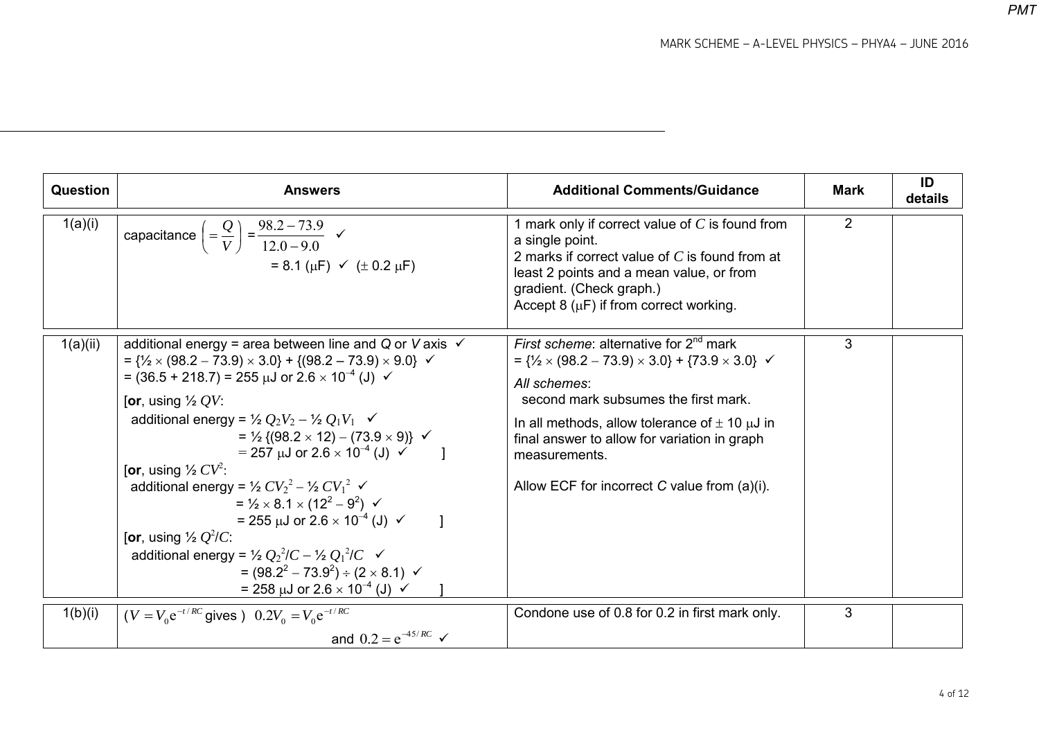| Question | Answers | Additional Comments/Guidance | Mark | ID details |
| --- | --- | --- | --- | --- |
| 1(a)(i) | capacitance $\left(=\dfrac{Q}{V}\right) = \dfrac{98.2-73.9}{12.0-9.0}$ ✓<br>= 8.1 (μF) ✓ (± 0.2 μF) | 1 mark only if correct value of $C$ is found from a single point.<br>2 marks if correct value of $C$ is found from at least 2 points and a mean value, or from gradient. (Check graph.)<br>Accept 8 (μF) if from correct working. | 2 | |
| 1(a)(ii) | additional energy = area between line and $Q$ or $V$ axis ✓<br>= {½ × (98.2 − 73.9) × 3.0} + {(98.2 – 73.9) × 9.0} ✓<br>= (36.5 + 218.7) = 255 μJ or 2.6 × $10^{-4}$ (J) ✓<br><br>[**or**, using ½ $QV$:<br>additional energy = ½ $Q_2V_2$ – ½ $Q_1V_1$ ✓<br>= ½ {(98.2 × 12) − (73.9 × 9)} ✓<br>= 257 μJ or 2.6 × $10^{-4}$ (J) ✓ ]<br>[**or**, using ½ $CV^2$:<br>additional energy = ½ $CV_2^2$ – ½ $CV_1^2$ ✓<br>= ½ × 8.1 × ($12^2$ – $9^2$) ✓<br>= 255 μJ or 2.6 × $10^{-4}$ (J) ✓ ]<br>[**or**, using ½ $Q^2/C$:<br>additional energy = ½ $Q_2^2/C$ – ½ $Q_1^2/C$ ✓<br>= ($98.2^2$ − $73.9^2$) ÷ (2 × 8.1) ✓<br>= 258 μJ or 2.6 × $10^{-4}$ (J) ✓ ] | *First scheme*: alternative for 2[nd] mark<br>= {½ × (98.2 − 73.9) × 3.0} + {73.9 × 3.0} ✓<br><br>*All schemes*:<br>second mark subsumes the first mark.<br><br>In all methods, allow tolerance of ± 10 μJ in final answer to allow for variation in graph measurements.<br><br>Allow ECF for incorrect $C$ value from (a)(i). | 3 | |
| 1(b)(i) | ($V = V_0 e^{-t/RC}$ gives ) $0.2V_0 = V_0 e^{-t/RC}$<br>and $0.2 = e^{-45/RC}$ ✓ | Condone use of 0.8 for 0.2 in first mark only. | 3 | |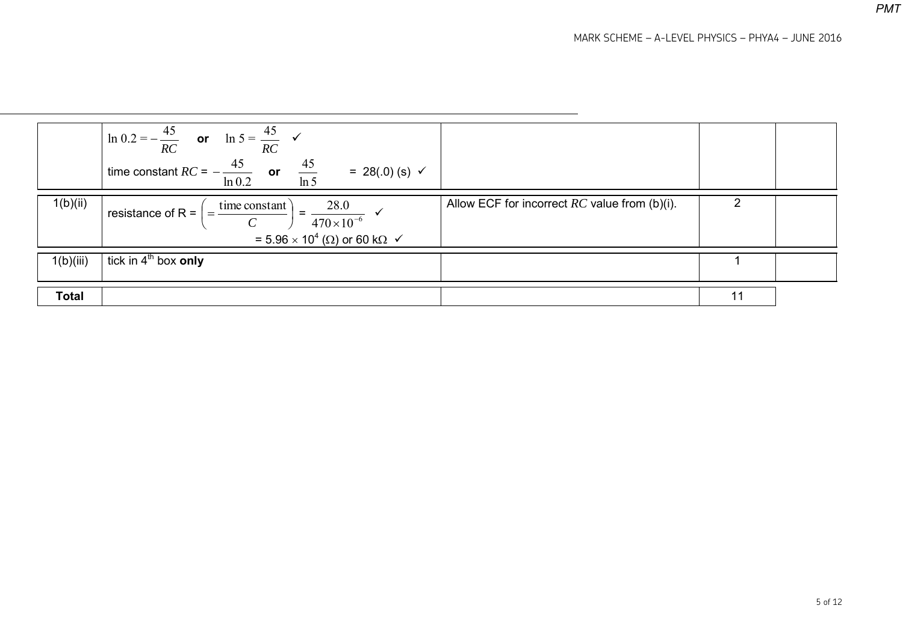| | | | | |
|---|---|---|---|---|
| | $\ln 0.2 = -\frac{45}{RC}$ **or** $\ln 5 = \frac{45}{RC}$ ✓<br>time constant $RC = -\frac{45}{\ln 0.2}$ **or** $\frac{45}{\ln 5}$ = 28(.0) (s) ✓ | | | |
| 1(b)(ii) | resistance of R = $\left(= \frac{\text{time constant}}{C}\right) = \frac{28.0}{470 \times 10^{-6}}$ ✓<br>= $5.96 \times 10^4$ (Ω) or 60 kΩ ✓ | Allow ECF for incorrect $RC$ value from (b)(i). | 2 | |
| 1(b)(iii) | tick in 4th box **only** | | 1 | |
| **Total** | | | 11 | |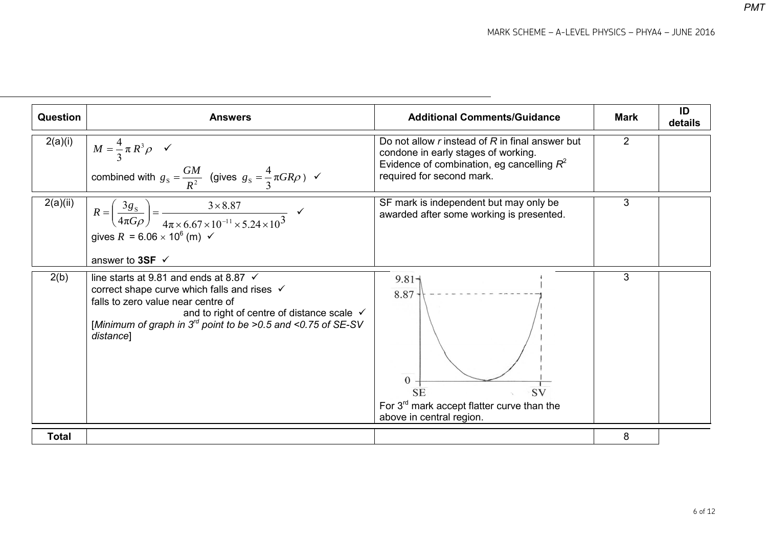| Question | Answers | Additional Comments/Guidance | Mark | ID details |
|---|---|---|---|---|
| 2(a)(i) | $M = \frac{4}{3}\pi R^3 \rho$ ✓<br>combined with $g_S = \frac{GM}{R^2}$ (gives $g_S = \frac{4}{3}\pi GR\rho$ ) ✓ | Do not allow *r* instead of *R* in final answer but condone in early stages of working.<br>Evidence of combination, eg cancelling $R^2$ required for second mark. | 2 | |
| 2(a)(ii) | $R = \left(\frac{3g_S}{4\pi G\rho}\right) = \frac{3 \times 8.87}{4\pi \times 6.67 \times 10^{-11} \times 5.24 \times 10^3}$ ✓<br>gives $R$ = $6.06 \times 10^6$ (m) ✓<br>answer to **3SF** ✓ | SF mark is independent but may only be awarded after some working is presented. | 3 | |
| 2(b) | line starts at 9.81 and ends at 8.87 ✓<br>correct shape curve which falls and rises ✓<br>falls to zero value near centre of and to right of centre of distance scale ✓<br>[*Minimum of graph in 3rd point to be >0.5 and <0.75 of SE-SV distance*] | For 3rd mark accept flatter curve than the above in central region. | 3 | |
| **Total** | | | 8 | |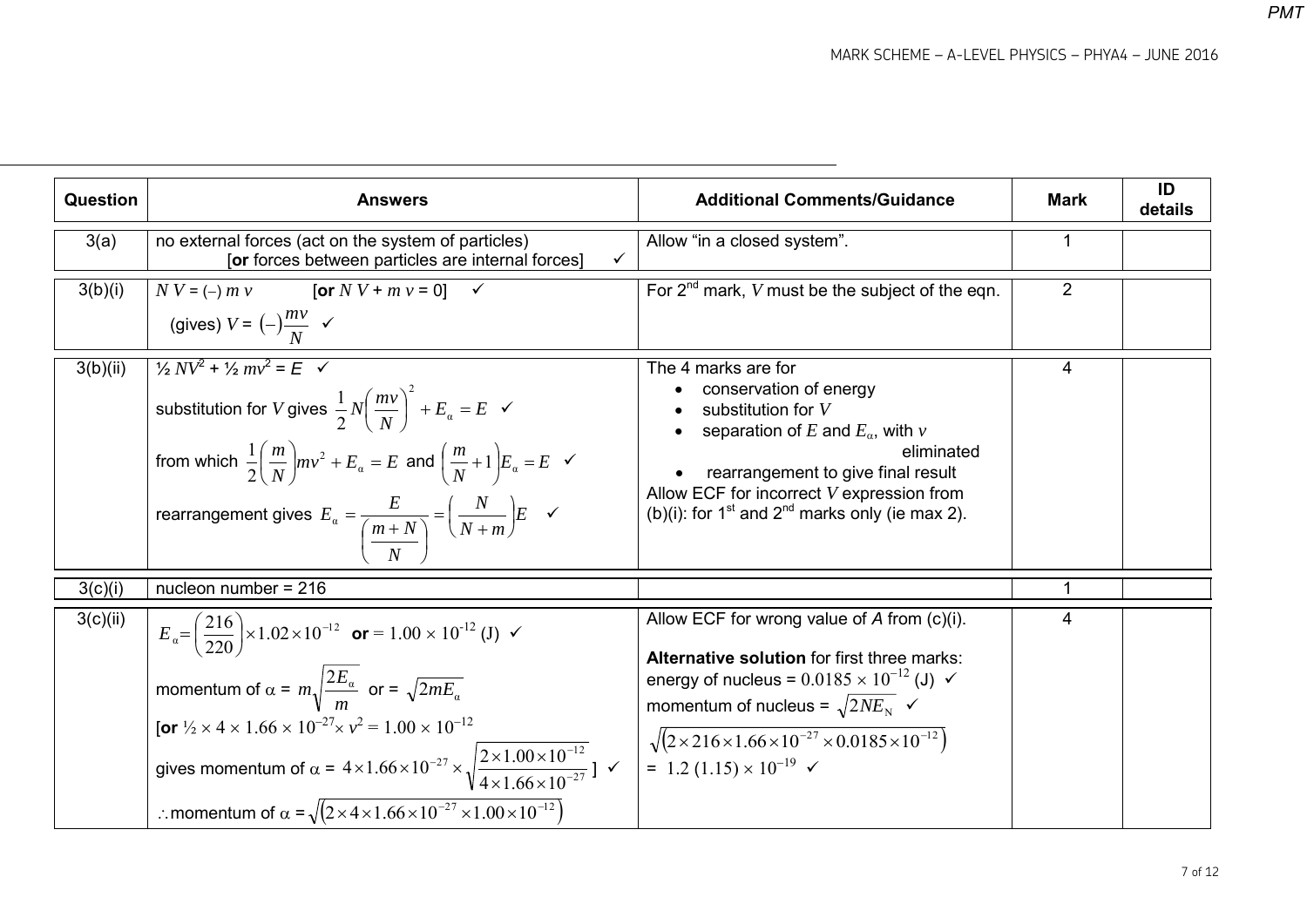| Question | Answers | Additional Comments/Guidance | Mark | ID details |
|---|---|---|---|---|
| 3(a) | no external forces (act on the system of particles) [**or** forces between particles are internal forces] ✓ | Allow "in a closed system". | 1 | |
| 3(b)(i) | $N\,V = (-)\,m\,v$ [**or** $N\,V + m\,v = 0$] ✓ <br> (gives) $V = (-)\dfrac{mv}{N}$ ✓ | For 2[nd] mark, $V$ must be the subject of the eqn. | 2 | |
| 3(b)(ii) | $\frac{1}{2}NV^2 + \frac{1}{2}mv^2 = E$ ✓ <br> substitution for $V$ gives $\dfrac{1}{2}N\left(\dfrac{mv}{N}\right)^2 + E_\alpha = E$ ✓ <br> from which $\dfrac{1}{2}\left(\dfrac{m}{N}\right)mv^2 + E_\alpha = E$ and $\left(\dfrac{m}{N}+1\right)E_\alpha = E$ ✓ <br> rearrangement gives $E_\alpha = \dfrac{E}{\left(\dfrac{m+N}{N}\right)} = \left(\dfrac{N}{N+m}\right)E$ ✓ | The 4 marks are for <br> • conservation of energy <br> • substitution for $V$ <br> • separation of $E$ and $E_\alpha$, with $v$ eliminated <br> • rearrangement to give final result <br> Allow ECF for incorrect $V$ expression from (b)(i): for 1[st] and 2[nd] marks only (ie max 2). | 4 | |
| 3(c)(i) | nucleon number = 216 | | 1 | |
| 3(c)(ii) | $E_\alpha = \left(\dfrac{216}{220}\right) \times 1.02 \times 10^{-12}$ **or** $= 1.00 \times 10^{-12}$ (J) ✓ <br> momentum of $\alpha = m\sqrt{\dfrac{2E_\alpha}{m}}$ or $= \sqrt{2mE_\alpha}$ <br> [**or** $\frac{1}{2} \times 4 \times 1.66 \times 10^{-27} \times v^2 = 1.00 \times 10^{-12}$ <br> gives momentum of $\alpha = 4 \times 1.66 \times 10^{-27} \times \sqrt{\dfrac{2 \times 1.00 \times 10^{-12}}{4 \times 1.66 \times 10^{-27}}}$ ] ✓ <br> $\therefore$ momentum of $\alpha = \sqrt{(2 \times 4 \times 1.66 \times 10^{-27} \times 1.00 \times 10^{-12})}$ | Allow ECF for wrong value of $A$ from (c)(i). <br> **Alternative solution** for first three marks: <br> energy of nucleus $= 0.0185 \times 10^{-12}$ (J) ✓ <br> momentum of nucleus $= \sqrt{2NE_N}$ ✓ <br> $\sqrt{(2 \times 216 \times 1.66 \times 10^{-27} \times 0.0185 \times 10^{-12})}$ <br> $= 1.2\ (1.15) \times 10^{-19}$ ✓ | 4 | |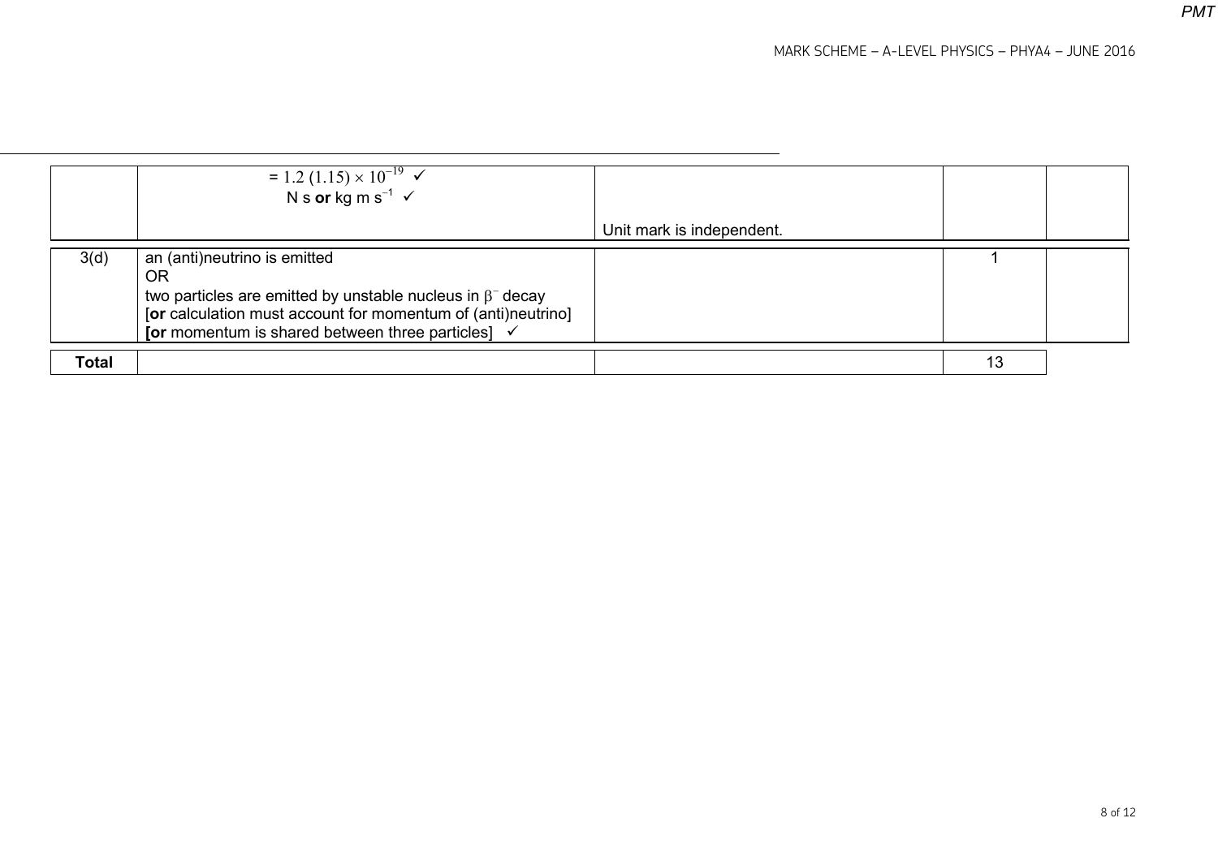| | | | | |
|---|---|---|---|---|
| | $= 1.2\ (1.15) \times 10^{-19}$ ✓<br>N s **or** kg m $s^{-1}$ ✓ | Unit mark is independent. | | |
| 3(d) | an (anti)neutrino is emitted<br>OR<br>two particles are emitted by unstable nucleus in $\beta^-$ decay<br>[**or** calculation must account for momentum of (anti)neutrino]<br>[**or** momentum is shared between three particles] ✓ | | 1 | |
| **Total** | | | 13 | |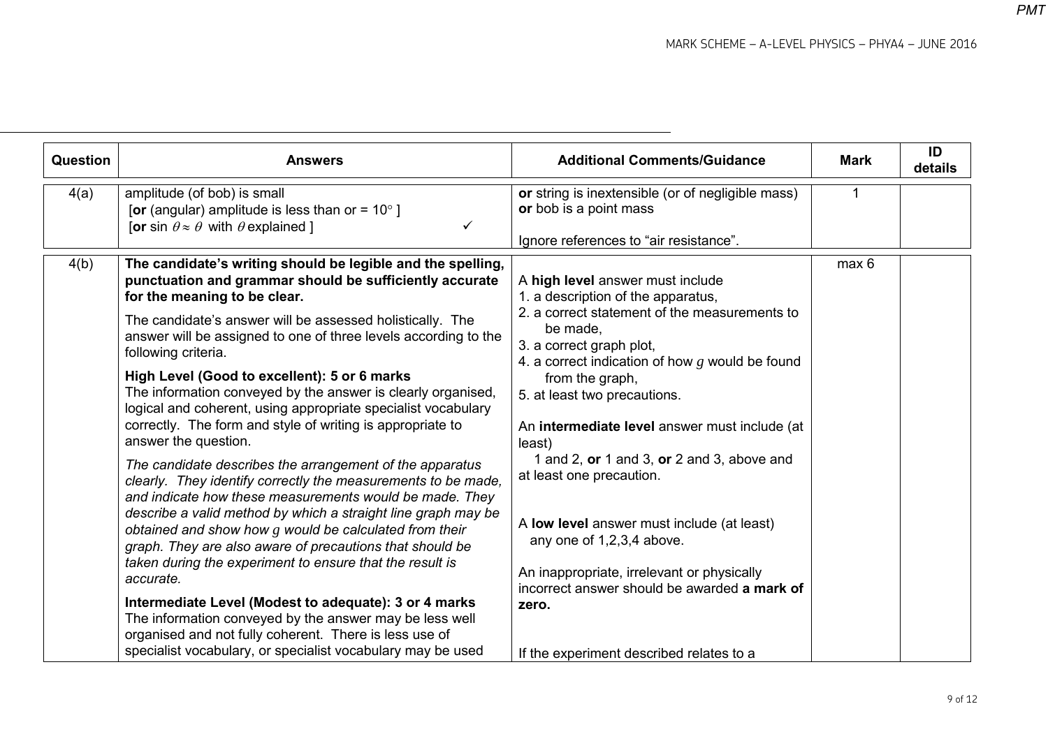| Question | Answers | Additional Comments/Guidance | Mark | ID details |
|---|---|---|---|---|
| 4(a) | amplitude (of bob) is small [**or** (angular) amplitude is less than or = 10° ] [**or** sin $\theta \approx \theta$ with $\theta$ explained ] ✓ | **or** string is inextensible (or of negligible mass) **or** bob is a point mass<br><br>Ignore references to "air resistance". | 1 | |
| 4(b) | **The candidate's writing should be legible and the spelling, punctuation and grammar should be sufficiently accurate for the meaning to be clear.**<br><br>The candidate's answer will be assessed holistically. The answer will be assigned to one of three levels according to the following criteria.<br><br>**High Level (Good to excellent): 5 or 6 marks**<br>The information conveyed by the answer is clearly organised, logical and coherent, using appropriate specialist vocabulary correctly. The form and style of writing is appropriate to answer the question.<br><br>*The candidate describes the arrangement of the apparatus clearly. They identify correctly the measurements to be made, and indicate how these measurements would be made. They describe a valid method by which a straight line graph may be obtained and show how g would be calculated from their graph. They are also aware of precautions that should be taken during the experiment to ensure that the result is accurate.*<br><br>**Intermediate Level (Modest to adequate): 3 or 4 marks**<br>The information conveyed by the answer may be less well organised and not fully coherent. There is less use of specialist vocabulary, or specialist vocabulary may be used | A **high level** answer must include<br>1. a description of the apparatus,<br>2. a correct statement of the measurements to be made,<br>3. a correct graph plot,<br>4. a correct indication of how $g$ would be found from the graph,<br>5. at least two precautions.<br><br>An **intermediate level** answer must include (at least)<br>1 and 2, **or** 1 and 3, **or** 2 and 3, above and at least one precaution.<br><br>A **low level** answer must include (at least) any one of 1,2,3,4 above.<br><br>An inappropriate, irrelevant or physically incorrect answer should be awarded **a mark of zero.**<br><br>If the experiment described relates to a | max 6 | |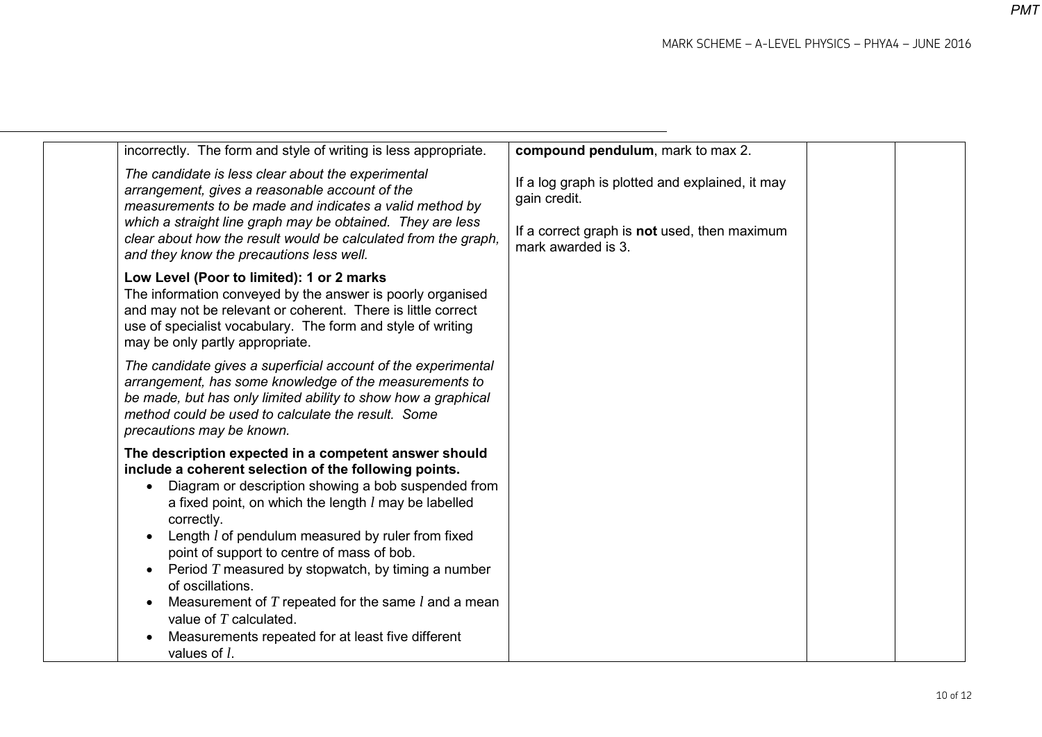| | | | | |
|---|---|---|---|---|
| | incorrectly. The form and style of writing is less appropriate.<br><br>*The candidate is less clear about the experimental arrangement, gives a reasonable account of the measurements to be made and indicates a valid method by which a straight line graph may be obtained. They are less clear about how the result would be calculated from the graph, and they know the precautions less well.*<br><br>**Low Level (Poor to limited): 1 or 2 marks**<br>The information conveyed by the answer is poorly organised and may not be relevant or coherent. There is little correct use of specialist vocabulary. The form and style of writing may be only partly appropriate.<br><br>*The candidate gives a superficial account of the experimental arrangement, has some knowledge of the measurements to be made, but has only limited ability to show how a graphical method could be used to calculate the result. Some precautions may be known.*<br><br>**The description expected in a competent answer should include a coherent selection of the following points.**<br>• Diagram or description showing a bob suspended from a fixed point, on which the length $l$ may be labelled correctly.<br>• Length $l$ of pendulum measured by ruler from fixed point of support to centre of mass of bob.<br>• Period $T$ measured by stopwatch, by timing a number of oscillations.<br>• Measurement of $T$ repeated for the same $l$ and a mean value of $T$ calculated.<br>• Measurements repeated for at least five different values of $l$. | **compound pendulum**, mark to max 2.<br><br>If a log graph is plotted and explained, it may gain credit.<br><br>If a correct graph is **not** used, then maximum mark awarded is 3. | | |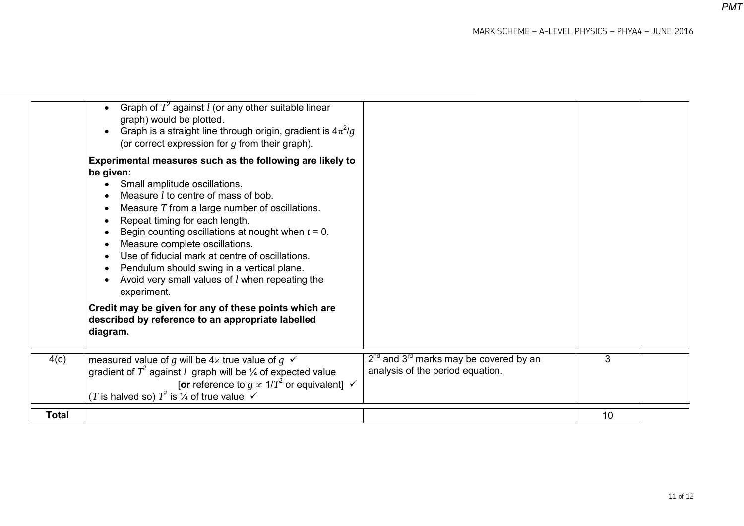| | | | | |
|---|---|---|---|---|
| | • Graph of $T^2$ against $l$ (or any other suitable linear graph) would be plotted.<br>• Graph is a straight line through origin, gradient is $4\pi^2/g$ (or correct expression for $g$ from their graph).<br><br>**Experimental measures such as the following are likely to be given:**<br>• Small amplitude oscillations.<br>• Measure $l$ to centre of mass of bob.<br>• Measure $T$ from a large number of oscillations.<br>• Repeat timing for each length.<br>• Begin counting oscillations at nought when $t = 0$.<br>• Measure complete oscillations.<br>• Use of fiducial mark at centre of oscillations.<br>• Pendulum should swing in a vertical plane.<br>• Avoid very small values of $l$ when repeating the experiment.<br><br>**Credit may be given for any of these points which are described by reference to an appropriate labelled diagram.** | | | |
| 4(c) | measured value of $g$ will be 4× true value of $g$ ✓<br>gradient of $T^2$ against $l$ graph will be ¼ of expected value [**or** reference to $g \propto 1/T^2$ or equivalent] ✓<br>($T$ is halved so) $T^2$ is ¼ of true value ✓ | 2nd and 3rd marks may be covered by an analysis of the period equation. | 3 | |
| **Total** | | | 10 | |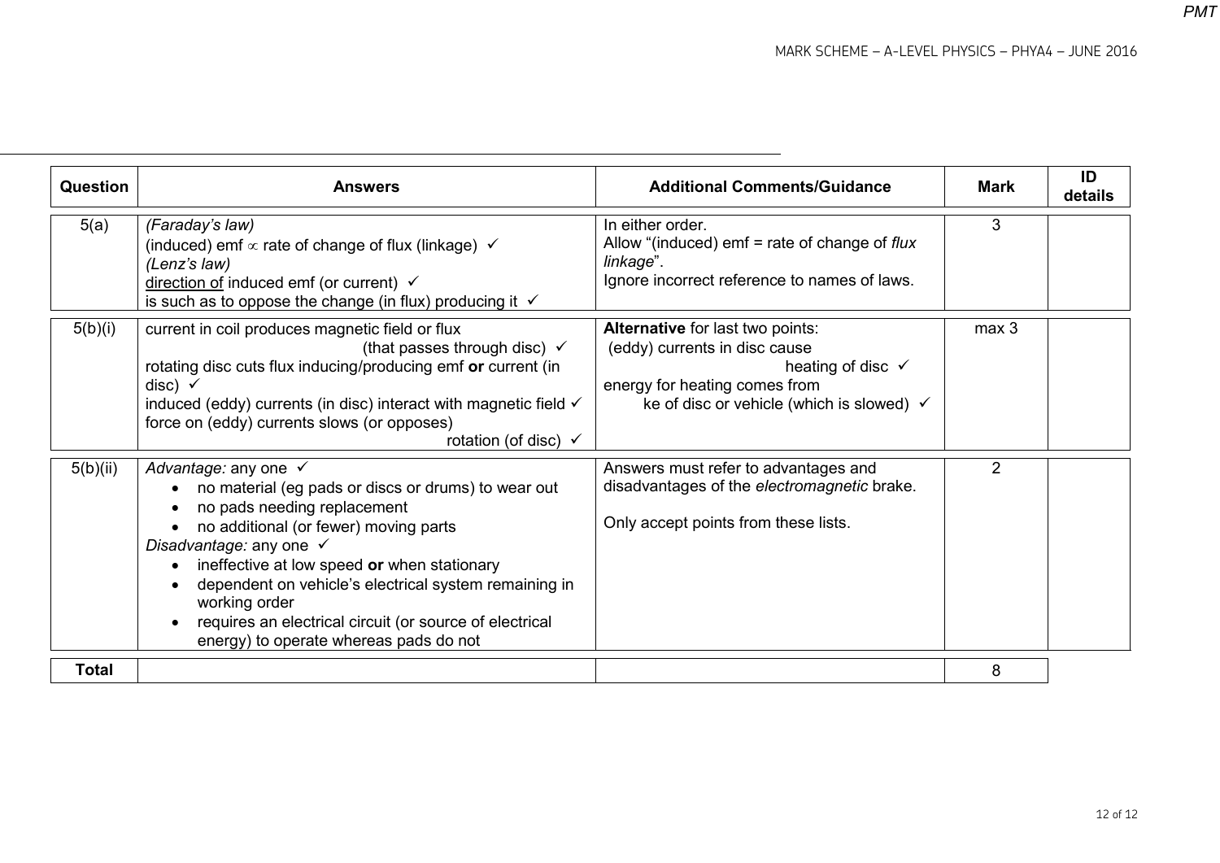| Question | Answers | Additional Comments/Guidance | Mark | ID details |
|---|---|---|---|---|
| 5(a) | *(Faraday's law)*<br>(induced) emf $\propto$ rate of change of flux (linkage) ✓<br>*(Lenz's law)*<br>direction of induced emf (or current) ✓<br>is such as to oppose the change (in flux) producing it ✓ | In either order.<br>Allow "(induced) emf = rate of change of *flux linkage*".<br>Ignore incorrect reference to names of laws. | 3 | |
| 5(b)(i) | current in coil produces magnetic field or flux (that passes through disc) ✓<br>rotating disc cuts flux inducing/producing emf **or** current (in disc) ✓<br>induced (eddy) currents (in disc) interact with magnetic field ✓<br>force on (eddy) currents slows (or opposes) rotation (of disc) ✓ | **Alternative** for last two points:<br>(eddy) currents in disc cause heating of disc ✓<br>energy for heating comes from ke of disc or vehicle (which is slowed) ✓ | max 3 | |
| 5(b)(ii) | *Advantage:* any one ✓<br>• no material (eg pads or discs or drums) to wear out<br>• no pads needing replacement<br>• no additional (or fewer) moving parts<br>*Disadvantage:* any one ✓<br>• ineffective at low speed **or** when stationary<br>• dependent on vehicle's electrical system remaining in working order<br>• requires an electrical circuit (or source of electrical energy) to operate whereas pads do not | Answers must refer to advantages and disadvantages of the *electromagnetic* brake.<br><br>Only accept points from these lists. | 2 | |
| **Total** | | | 8 | |